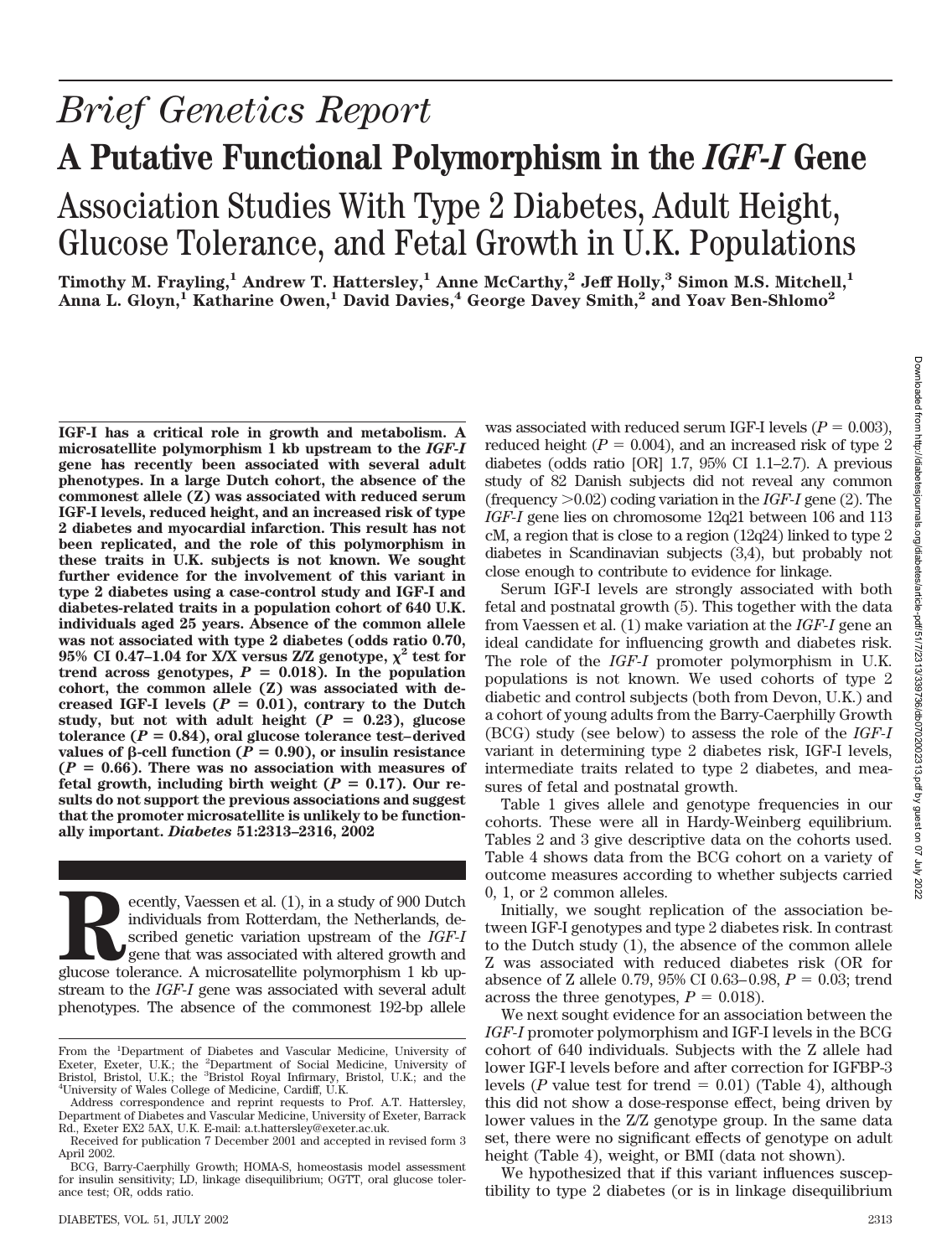# Brief Genetics Report

## A Putative Functional Polymorphism in the *IGF-I* Gene

### Association Studies With Type 2 Diabetes, Adult Height, Glucose Tolerance, and Fetal Growth in U.K. Populations

**Timothy M. Frayling,[1] Andrew T. Hattersley,[1] Anne McCarthy,[2] Jeff Holly,[3] Simon M.S. Mitchell,[1] Anna L. Gloyn,[1] Katharine Owen,[1] David Davies,[4] George Davey Smith,[2] and Yoav Ben-Shlomo[2]**

**IGF-I has a critical role in growth and metabolism. A microsatellite polymorphism 1 kb upstream to the *IGF-I* gene has recently been associated with several adult phenotypes. In a large Dutch cohort, the absence of the commonest allele (Z) was associated with reduced serum IGF-I levels, reduced height, and an increased risk of type 2 diabetes and myocardial infarction. This result has not been replicated, and the role of this polymorphism in these traits in U.K. subjects is not known. We sought further evidence for the involvement of this variant in type 2 diabetes using a case-control study and IGF-I and diabetes-related traits in a population cohort of 640 U.K. individuals aged 25 years. Absence of the common allele was not associated with type 2 diabetes (odds ratio 0.70, 95% CI 0.47–1.04 for X/X versus Z/Z genotype, $\chi^2$ test for trend across genotypes, $P = 0.018$). In the population cohort, the common allele (Z) was associated with decreased IGF-I levels ($P = 0.01$), contrary to the Dutch study, but not with adult height ($P = 0.23$), glucose tolerance ($P = 0.84$), oral glucose tolerance test–derived values of β-cell function ($P = 0.90$), or insulin resistance ($P = 0.66$). There was no association with measures of fetal growth, including birth weight ($P = 0.17$). Our results do not support the previous associations and suggest that the promoter microsatellite is unlikely to be functionally important. *Diabetes* 51:2313–2316, 2002**

Recently, Vaessen et al. (1), in a study of 900 Dutch individuals from Rotterdam, the Netherlands, described genetic variation upstream of the *IGF-I* gene that was associated with altered growth and glucose tolerance. A microsatellite polymorphism 1 kb upstream to the *IGF-I* gene was associated with several adult phenotypes. The absence of the commonest 192-bp allele was associated with reduced serum IGF-I levels ($P = 0.003$), reduced height ($P = 0.004$), and an increased risk of type 2 diabetes (odds ratio [OR] 1.7, 95% CI 1.1–2.7). A previous study of 82 Danish subjects did not reveal any common (frequency >0.02) coding variation in the *IGF-I* gene (2). The *IGF-I* gene lies on chromosome 12q21 between 106 and 113 cM, a region that is close to a region (12q24) linked to type 2 diabetes in Scandinavian subjects (3,4), but probably not close enough to contribute to evidence for linkage.

Serum IGF-I levels are strongly associated with both fetal and postnatal growth (5). This together with the data from Vaessen et al. (1) make variation at the *IGF-I* gene an ideal candidate for influencing growth and diabetes risk. The role of the *IGF-I* promoter polymorphism in U.K. populations is not known. We used cohorts of type 2 diabetic and control subjects (both from Devon, U.K.) and a cohort of young adults from the Barry-Caerphilly Growth (BCG) study (see below) to assess the role of the *IGF-I* variant in determining type 2 diabetes risk, IGF-I levels, intermediate traits related to type 2 diabetes, and measures of fetal and postnatal growth.

Table 1 gives allele and genotype frequencies in our cohorts. These were all in Hardy-Weinberg equilibrium. Tables 2 and 3 give descriptive data on the cohorts used. Table 4 shows data from the BCG cohort on a variety of outcome measures according to whether subjects carried 0, 1, or 2 common alleles.

Initially, we sought replication of the association between IGF-I genotypes and type 2 diabetes risk. In contrast to the Dutch study (1), the absence of the common allele Z was associated with reduced diabetes risk (OR for absence of Z allele 0.79, 95% CI 0.63–0.98, $P = 0.03$; trend across the three genotypes, $P = 0.018$).

We next sought evidence for an association between the *IGF-I* promoter polymorphism and IGF-I levels in the BCG cohort of 640 individuals. Subjects with the Z allele had lower IGF-I levels before and after correction for IGFBP-3 levels ($P$ value test for trend = 0.01) (Table 4), although this did not show a dose-response effect, being driven by lower values in the Z/Z genotype group. In the same data set, there were no significant effects of genotype on adult height (Table 4), weight, or BMI (data not shown).

We hypothesized that if this variant influences susceptibility to type 2 diabetes (or is in linkage disequilibrium

From the [1]Department of Diabetes and Vascular Medicine, University of Exeter, Exeter, U.K.; the [2]Department of Social Medicine, University of Bristol, Bristol, U.K.; the [3]Bristol Royal Infirmary, Bristol, U.K.; and the [4]University of Wales College of Medicine, Cardiff, U.K.

Address correspondence and reprint requests to Prof. A.T. Hattersley, Department of Diabetes and Vascular Medicine, University of Exeter, Barrack Rd., Exeter EX2 5AX, U.K. E-mail: a.t.hattersley@exeter.ac.uk.

Received for publication 7 December 2001 and accepted in revised form 3 April 2002.

BCG, Barry-Caerphilly Growth; HOMA-S, homeostasis model assessment for insulin sensitivity; LD, linkage disequilibrium; OGTT, oral glucose tolerance test; OR, odds ratio.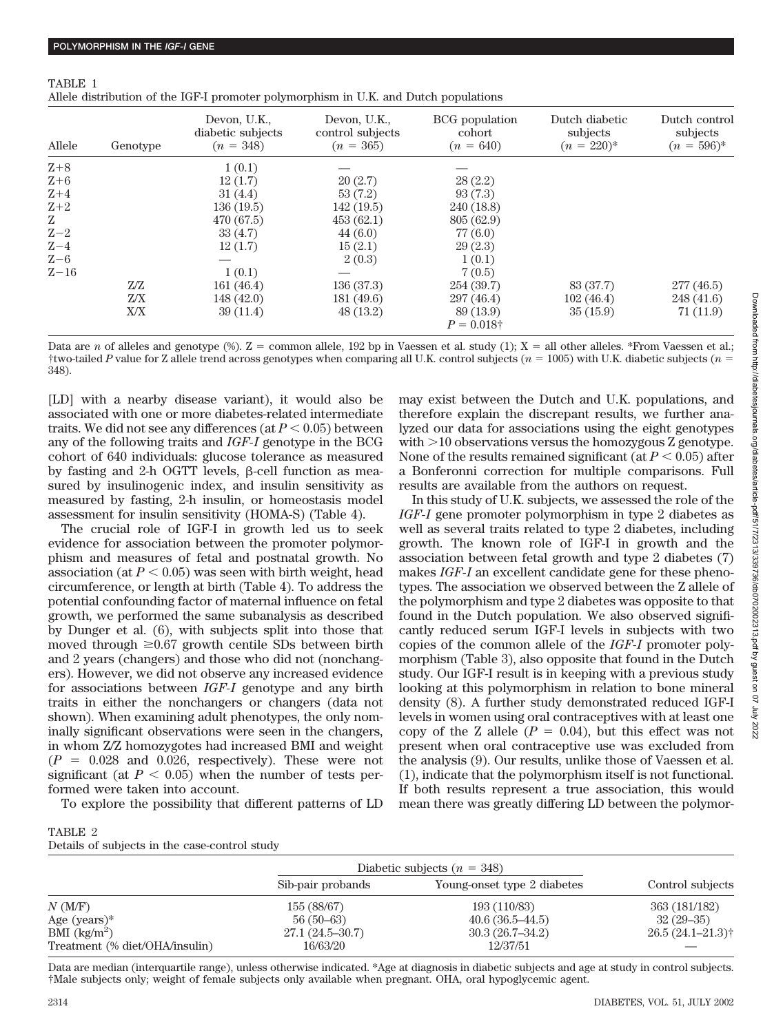TABLE 1
Allele distribution of the IGF-I promoter polymorphism in U.K. and Dutch populations

| Allele | Genotype | Devon, U.K., diabetic subjects ($n$ = 348) | Devon, U.K., control subjects ($n$ = 365) | BCG population cohort ($n$ = 640) | Dutch diabetic subjects ($n$ = 220)* | Dutch control subjects ($n$ = 596)* |
|---|---|---|---|---|---|---|
| Z+8 | | 1 (0.1) | — | — | | |
| Z+6 | | 12 (1.7) | 20 (2.7) | 28 (2.2) | | |
| Z+4 | | 31 (4.4) | 53 (7.2) | 93 (7.3) | | |
| Z+2 | | 136 (19.5) | 142 (19.5) | 240 (18.8) | | |
| Z | | 470 (67.5) | 453 (62.1) | 805 (62.9) | | |
| Z−2 | | 33 (4.7) | 44 (6.0) | 77 (6.0) | | |
| Z−4 | | 12 (1.7) | 15 (2.1) | 29 (2.3) | | |
| Z−6 | | — | 2 (0.3) | 1 (0.1) | | |
| Z−16 | | 1 (0.1) | — | 7 (0.5) | | |
| | Z/Z | 161 (46.4) | 136 (37.3) | 254 (39.7) | 83 (37.7) | 277 (46.5) |
| | Z/X | 148 (42.0) | 181 (49.6) | 297 (46.4) | 102 (46.4) | 248 (41.6) |
| | X/X | 39 (11.4) | 48 (13.2) | 89 (13.9) | 35 (15.9) | 71 (11.9) |
| | | | | $P$ = 0.018† | | |

Data are $n$ of alleles and genotype (%). Z = common allele, 192 bp in Vaessen et al. study (1); X = all other alleles. *From Vaessen et al.; †two-tailed $P$ value for Z allele trend across genotypes when comparing all U.K. control subjects ($n$ = 1005) with U.K. diabetic subjects ($n$ = 348).

[LD] with a nearby disease variant), it would also be associated with one or more diabetes-related intermediate traits. We did not see any differences (at $P < 0.05$) between any of the following traits and *IGF-I* genotype in the BCG cohort of 640 individuals: glucose tolerance as measured by fasting and 2-h OGTT levels, β-cell function as measured by insulinogenic index, and insulin sensitivity as measured by fasting, 2-h insulin, or homeostasis model assessment for insulin sensitivity (HOMA-S) (Table 4).

The crucial role of IGF-I in growth led us to seek evidence for association between the promoter polymorphism and measures of fetal and postnatal growth. No association (at $P < 0.05$) was seen with birth weight, head circumference, or length at birth (Table 4). To address the potential confounding factor of maternal influence on fetal growth, we performed the same subanalysis as described by Dunger et al. (6), with subjects split into those that moved through ≥0.67 growth centile SDs between birth and 2 years (changers) and those who did not (nonchangers). However, we did not observe any increased evidence for associations between *IGF-I* genotype and any birth traits in either the nonchangers or changers (data not shown). When examining adult phenotypes, the only nominally significant observations were seen in the changers, in whom Z/Z homozygotes had increased BMI and weight ($P$ = 0.028 and 0.026, respectively). These were not significant (at $P < 0.05$) when the number of tests performed were taken into account.

To explore the possibility that different patterns of LD may exist between the Dutch and U.K. populations, and therefore explain the discrepant results, we further analyzed our data for associations using the eight genotypes with >10 observations versus the homozygous Z genotype. None of the results remained significant (at $P < 0.05$) after a Bonferonni correction for multiple comparisons. Full results are available from the authors on request.

In this study of U.K. subjects, we assessed the role of the *IGF-I* gene promoter polymorphism in type 2 diabetes as well as several traits related to type 2 diabetes, including growth. The known role of IGF-I in growth and the association between fetal growth and type 2 diabetes (7) makes *IGF-I* an excellent candidate gene for these phenotypes. The association we observed between the Z allele of the polymorphism and type 2 diabetes was opposite to that found in the Dutch population. We also observed significantly reduced serum IGF-I levels in subjects with two copies of the common allele of the *IGF-I* promoter polymorphism (Table 3), also opposite that found in the Dutch study. Our IGF-I result is in keeping with a previous study looking at this polymorphism in relation to bone mineral density (8). A further study demonstrated reduced IGF-I levels in women using oral contraceptives with at least one copy of the Z allele ($P$ = 0.04), but this effect was not present when oral contraceptive use was excluded from the analysis (9). Our results, unlike those of Vaessen et al. (1), indicate that the polymorphism itself is not functional. If both results represent a true association, this would mean there was greatly differing LD between the polymor-

TABLE 2
Details of subjects in the case-control study

| | Diabetic subjects ($n$ = 348) | | Control subjects |
|---|---|---|---|
| | Sib-pair probands | Young-onset type 2 diabetes | |
| $N$ (M/F) | 155 (88/67) | 193 (110/83) | 363 (181/182) |
| Age (years)* | 56 (50–63) | 40.6 (36.5–44.5) | 32 (29–35) |
| BMI (kg/m$^2$) | 27.1 (24.5–30.7) | 30.3 (26.7–34.2) | 26.5 (24.1–21.3)† |
| Treatment (% diet/OHA/insulin) | 16/63/20 | 12/37/51 | — |

Data are median (interquartile range), unless otherwise indicated. *Age at diagnosis in diabetic subjects and age at study in control subjects. †Male subjects only; weight of female subjects only available when pregnant. OHA, oral hypoglycemic agent.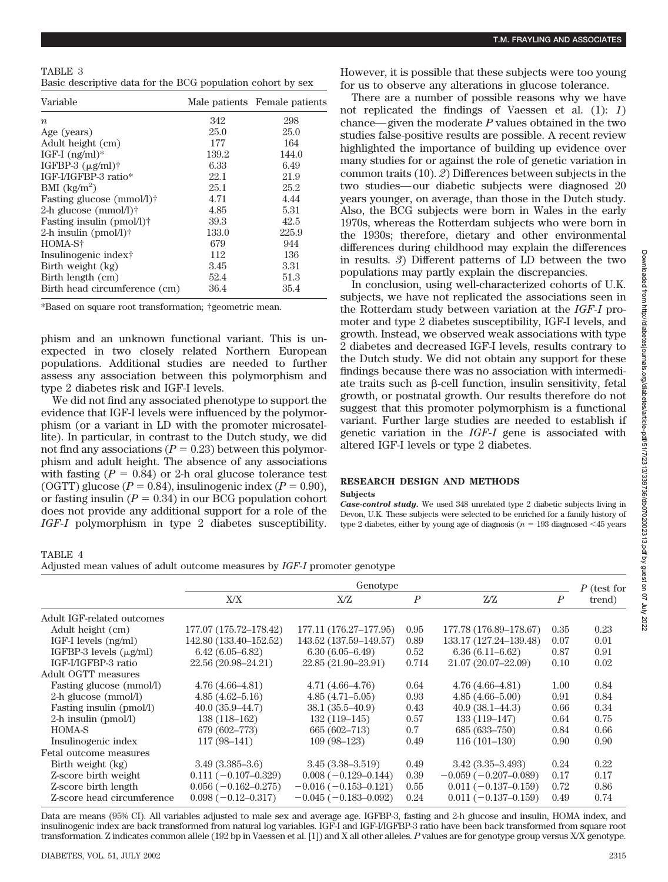TABLE 3
Basic descriptive data for the BCG population cohort by sex

| Variable | Male patients | Female patients |
|---|---|---|
| *n* | 342 | 298 |
| Age (years) | 25.0 | 25.0 |
| Adult height (cm) | 177 | 164 |
| IGF-I (ng/ml)* | 139.2 | 144.0 |
| IGFBP-3 (μg/ml)† | 6.33 | 6.49 |
| IGF-I/IGFBP-3 ratio* | 22.1 | 21.9 |
| BMI (kg/m$^2$) | 25.1 | 25.2 |
| Fasting glucose (mmol/l)† | 4.71 | 4.44 |
| 2-h glucose (mmol/l)† | 4.85 | 5.31 |
| Fasting insulin (pmol/l)† | 39.3 | 42.5 |
| 2-h insulin (pmol/l)† | 133.0 | 225.9 |
| HOMA-S† | 679 | 944 |
| Insulinogenic index† | 112 | 136 |
| Birth weight (kg) | 3.45 | 3.31 |
| Birth length (cm) | 52.4 | 51.3 |
| Birth head circumference (cm) | 36.4 | 35.4 |

*Based on square root transformation; †geometric mean.

phism and an unknown functional variant. This is unexpected in two closely related Northern European populations. Additional studies are needed to further assess any association between this polymorphism and type 2 diabetes risk and IGF-I levels.

We did not find any associated phenotype to support the evidence that IGF-I levels were influenced by the polymorphism (or a variant in LD with the promoter microsatellite). In particular, in contrast to the Dutch study, we did not find any associations ($P = 0.23$) between this polymorphism and adult height. The absence of any associations with fasting ($P = 0.84$) or 2-h oral glucose tolerance test (OGTT) glucose ($P = 0.84$), insulinogenic index ($P = 0.90$), or fasting insulin ($P = 0.34$) in our BCG population cohort does not provide any additional support for a role of the *IGF-I* polymorphism in type 2 diabetes susceptibility. However, it is possible that these subjects were too young for us to observe any alterations in glucose tolerance.

There are a number of possible reasons why we have not replicated the findings of Vaessen et al. (1): *1*) chance—given the moderate *P* values obtained in the two studies false-positive results are possible. A recent review highlighted the importance of building up evidence over many studies for or against the role of genetic variation in common traits (10). *2*) Differences between subjects in the two studies—our diabetic subjects were diagnosed 20 years younger, on average, than those in the Dutch study. Also, the BCG subjects were born in Wales in the early 1970s, whereas the Rotterdam subjects who were born in the 1930s; therefore, dietary and other environmental differences during childhood may explain the differences in results. *3*) Different patterns of LD between the two populations may partly explain the discrepancies.

In conclusion, using well-characterized cohorts of U.K. subjects, we have not replicated the associations seen in the Rotterdam study between variation at the *IGF-I* promoter and type 2 diabetes susceptibility, IGF-I levels, and growth. Instead, we observed weak associations with type 2 diabetes and decreased IGF-I levels, results contrary to the Dutch study. We did not obtain any support for these findings because there was no association with intermediate traits such as β-cell function, insulin sensitivity, fetal growth, or postnatal growth. Our results therefore do not suggest that this promoter polymorphism is a functional variant. Further large studies are needed to establish if genetic variation in the *IGF-I* gene is associated with altered IGF-I levels or type 2 diabetes.

## RESEARCH DESIGN AND METHODS

### Subjects

***Case-control study.*** We used 348 unrelated type 2 diabetic subjects living in Devon, U.K. These subjects were selected to be enriched for a family history of type 2 diabetes, either by young age of diagnosis ($n = 193$ diagnosed <45 years

TABLE 4
Adjusted mean values of adult outcome measures by *IGF-I* promoter genotype

| | Genotype | | | | | P (test for trend) |
|---|---|---|---|---|---|---|
| | X/X | X/Z | *P* | Z/Z | *P* | |
| Adult IGF-related outcomes | | | | | | |
| Adult height (cm) | 177.07 (175.72–178.42) | 177.11 (176.27–177.95) | 0.95 | 177.78 (176.89–178.67) | 0.35 | 0.23 |
| IGF-I levels (ng/ml) | 142.80 (133.40–152.52) | 143.52 (137.59–149.57) | 0.89 | 133.17 (127.24–139.48) | 0.07 | 0.01 |
| IGFBP-3 levels (μg/ml) | 6.42 (6.05–6.82) | 6.30 (6.05–6.49) | 0.52 | 6.36 (6.11–6.62) | 0.87 | 0.91 |
| IGF-I/IGFBP-3 ratio | 22.56 (20.98–24.21) | 22.85 (21.90–23.91) | 0.714 | 21.07 (20.07–22.09) | 0.10 | 0.02 |
| Adult OGTT measures | | | | | | |
| Fasting glucose (mmol/l) | 4.76 (4.66–4.81) | 4.71 (4.66–4.76) | 0.64 | 4.76 (4.66–4.81) | 1.00 | 0.84 |
| 2-h glucose (mmol/l) | 4.85 (4.62–5.16) | 4.85 (4.71–5.05) | 0.93 | 4.85 (4.66–5.00) | 0.91 | 0.84 |
| Fasting insulin (pmol/l) | 40.0 (35.9–44.7) | 38.1 (35.5–40.9) | 0.43 | 40.9 (38.1–44.3) | 0.66 | 0.34 |
| 2-h insulin (pmol/l) | 138 (118–162) | 132 (119–145) | 0.57 | 133 (119–147) | 0.64 | 0.75 |
| HOMA-S | 679 (602–773) | 665 (602–713) | 0.7 | 685 (633–750) | 0.84 | 0.66 |
| Insulinogenic index | 117 (98–141) | 109 (98–123) | 0.49 | 116 (101–130) | 0.90 | 0.90 |
| Fetal outcome measures | | | | | | |
| Birth weight (kg) | 3.49 (3.385–3.6) | 3.45 (3.38–3.519) | 0.49 | 3.42 (3.35–3.493) | 0.24 | 0.22 |
| Z-score birth weight | 0.111 (−0.107–0.329) | 0.008 (−0.129–0.144) | 0.39 | −0.059 (−0.207–0.089) | 0.17 | 0.17 |
| Z-score birth length | 0.056 (−0.162–0.275) | −0.016 (−0.153–0.121) | 0.55 | 0.011 (−0.137–0.159) | 0.72 | 0.86 |
| Z-score head circumference | 0.098 (−0.12–0.317) | −0.045 (−0.183–0.092) | 0.24 | 0.011 (−0.137–0.159) | 0.49 | 0.74 |

Data are means (95% CI). All variables adjusted to male sex and average age. IGFBP-3, fasting and 2-h glucose and insulin, HOMA index, and insulinogenic index are back transformed from natural log variables. IGF-I and IGF-I/IGFBP-3 ratio have been back transformed from square root transformation. Z indicates common allele (192 bp in Vaessen et al. [1]) and X all other alleles. *P* values are for genotype group versus X/X genotype.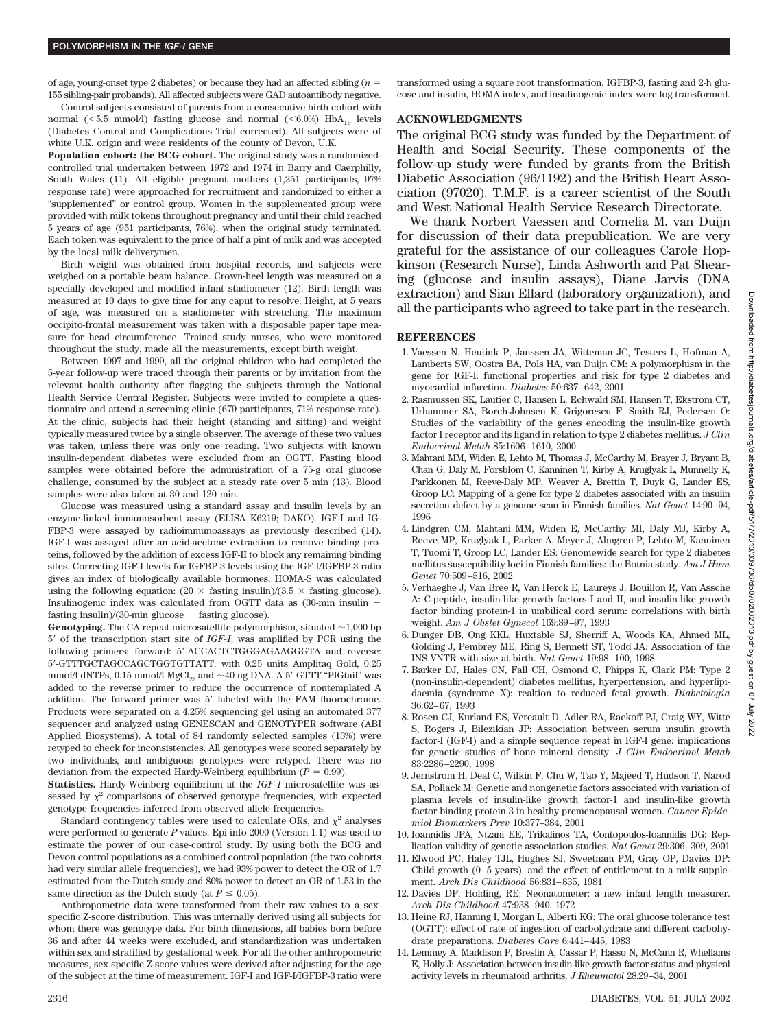of age, young-onset type 2 diabetes) or because they had an affected sibling ($n$ = 155 sibling-pair probands). All affected subjects were GAD autoantibody negative.

Control subjects consisted of parents from a consecutive birth cohort with normal (<5.5 mmol/l) fasting glucose and normal (<6.0%) $HbA_{1c}$ levels (Diabetes Control and Complications Trial corrected). All subjects were of white U.K. origin and were residents of the county of Devon, U.K.

**Population cohort: the BCG cohort.** The original study was a randomized-controlled trial undertaken between 1972 and 1974 in Barry and Caerphilly, South Wales (11). All eligible pregnant mothers (1,251 participants, 97% response rate) were approached for recruitment and randomized to either a "supplemented" or control group. Women in the supplemented group were provided with milk tokens throughout pregnancy and until their child reached 5 years of age (951 participants, 76%), when the original study terminated. Each token was equivalent to the price of half a pint of milk and was accepted by the local milk deliverymen.

Birth weight was obtained from hospital records, and subjects were weighed on a portable beam balance. Crown-heel length was measured on a specially developed and modified infant stadiometer (12). Birth length was measured at 10 days to give time for any caput to resolve. Height, at 5 years of age, was measured on a stadiometer with stretching. The maximum occipito-frontal measurement was taken with a disposable paper tape measure for head circumference. Trained study nurses, who were monitored throughout the study, made all the measurements, except birth weight.

Between 1997 and 1999, all the original children who had completed the 5-year follow-up were traced through their parents or by invitation from the relevant health authority after flagging the subjects through the National Health Service Central Register. Subjects were invited to complete a questionnaire and attend a screening clinic (679 participants, 71% response rate). At the clinic, subjects had their height (standing and sitting) and weight typically measured twice by a single observer. The average of these two values was taken, unless there was only one reading. Two subjects with known insulin-dependent diabetes were excluded from an OGTT. Fasting blood samples were obtained before the administration of a 75-g oral glucose challenge, consumed by the subject at a steady rate over 5 min (13). Blood samples were also taken at 30 and 120 min.

Glucose was measured using a standard assay and insulin levels by an enzyme-linked immunosorbent assay (ELISA K6219; DAKO). IGF-I and IGFBP-3 were assayed by radioimmunoassays as previously described (14). IGF-I was assayed after an acid-acetone extraction to remove binding proteins, followed by the addition of excess IGF-II to block any remaining binding sites. Correcting IGF-I levels for IGFBP-3 levels using the IGF-I/IGFBP-3 ratio gives an index of biologically available hormones. HOMA-S was calculated using the following equation: $(20 \times \text{fasting insulin})/(3.5 \times \text{fasting glucose})$. Insulinogenic index was calculated from OGTT data as $(30\text{-min insulin} - \text{fasting insulin})/(30\text{-min glucose} - \text{fasting glucose})$.

**Genotyping.** The CA repeat microsatellite polymorphism, situated ~1,000 bp 5′ of the transcription start site of *IGF-I*, was amplified by PCR using the following primers: forward: 5′-ACCACTCTGGGAGAAGGGTA and reverse: 5′-GTTTGCTAGCCAGCTGGTGTTATT, with 0.25 units Amplitaq Gold, 0.25 mmol/l dNTPs, 0.15 mmol/l $MgCl_2$, and ~40 ng DNA. A 5′ GTTT "PIGtail" was added to the reverse primer to reduce the occurrence of nontemplated A addition. The forward primer was 5′ labeled with the FAM fluorochrome. Products were separated on a 4.25% sequencing gel using an automated 377 sequencer and analyzed using GENESCAN and GENOTYPER software (ABI Applied Biosystems). A total of 84 randomly selected samples (13%) were retyped to check for inconsistencies. All genotypes were scored separately by two individuals, and ambiguous genotypes were retyped. There was no deviation from the expected Hardy-Weinberg equilibrium ($P = 0.99$).

**Statistics.** Hardy-Weinberg equilibrium at the *IGF-I* microsatellite was assessed by $\chi^2$ comparisons of observed genotype frequencies, with expected genotype frequencies inferred from observed allele frequencies.

Standard contingency tables were used to calculate ORs, and $\chi^2$ analyses were performed to generate $P$ values. Epi-info 2000 (Version 1.1) was used to estimate the power of our case-control study. By using both the BCG and Devon control populations as a combined control population (the two cohorts had very similar allele frequencies), we had 93% power to detect the OR of 1.7 estimated from the Dutch study and 80% power to detect an OR of 1.53 in the same direction as the Dutch study (at $P \leq 0.05$).

Anthropometric data were transformed from their raw values to a sex-specific Z-score distribution. This was internally derived using all subjects for whom there was genotype data. For birth dimensions, all babies born before 36 and after 44 weeks were excluded, and standardization was undertaken within sex and stratified by gestational week. For all the other anthropometric measures, sex-specific Z-score values were derived after adjusting for the age of the subject at the time of measurement. IGF-I and IGF-I/IGFBP-3 ratio were transformed using a square root transformation. IGFBP-3, fasting and 2-h glucose and insulin, HOMA index, and insulinogenic index were log transformed.

## ACKNOWLEDGMENTS

The original BCG study was funded by the Department of Health and Social Security. These components of the follow-up study were funded by grants from the British Diabetic Association (96/1192) and the British Heart Association (97020). T.M.F. is a career scientist of the South and West National Health Service Research Directorate.

We thank Norbert Vaessen and Cornelia M. van Duijn for discussion of their data prepublication. We are very grateful for the assistance of our colleagues Carole Hopkinson (Research Nurse), Linda Ashworth and Pat Shearing (glucose and insulin assays), Diane Jarvis (DNA extraction) and Sian Ellard (laboratory organization), and all the participants who agreed to take part in the research.

## REFERENCES

1. Vaessen N, Heutink P, Janssen JA, Witteman JC, Testers L, Hofman A, Lamberts SW, Oostra BA, Pols HA, van Duijn CM: A polymorphism in the gene for IGF-I: functional properties and risk for type 2 diabetes and myocardial infarction. *Diabetes* 50:637–642, 2001
2. Rasmussen SK, Lautier C, Hansen L, Echwald SM, Hansen T, Ekstrom CT, Urhammer SA, Borch-Johnsen K, Grigorescu F, Smith RJ, Pedersen O: Studies of the variability of the genes encoding the insulin-like growth factor I receptor and its ligand in relation to type 2 diabetes mellitus. *J Clin Endocrinol Metab* 85:1606–1610, 2000
3. Mahtani MM, Widen E, Lehto M, Thomas J, McCarthy M, Brayer J, Bryant B, Chan G, Daly M, Forsblom C, Kanninen T, Kirby A, Kruglyak L, Munnelly K, Parkkonen M, Reeve-Daly MP, Weaver A, Brettin T, Duyk G, Lander ES, Groop LC: Mapping of a gene for type 2 diabetes associated with an insulin secretion defect by a genome scan in Finnish families. *Nat Genet* 14:90–94, 1996
4. Lindgren CM, Mahtani MM, Widen E, McCarthy MI, Daly MJ, Kirby A, Reeve MP, Kruglyak L, Parker A, Meyer J, Almgren P, Lehto M, Kanninen T, Tuomi T, Groop LC, Lander ES: Genomewide search for type 2 diabetes mellitus susceptibility loci in Finnish families: the Botnia study. *Am J Hum Genet* 70:509–516, 2002
5. Verhaeghe J, Van Bree R, Van Herck E, Laureys J, Bouillon R, Van Assche A: C-peptide, insulin-like growth factors I and II, and insulin-like growth factor binding protein-1 in umbilical cord serum: correlations with birth weight. *Am J Obstet Gynecol* 169:89–97, 1993
6. Dunger DB, Ong KKL, Huxtable SJ, Sherriff A, Woods KA, Ahmed ML, Golding J, Pembrey ME, Ring S, Bennett ST, Todd JA: Association of the INS VNTR with size at birth. *Nat Genet* 19:98–100, 1998
7. Barker DJ, Hales CN, Fall CH, Osmond C, Phipps K, Clark PM: Type 2 (non-insulin-dependent) diabetes mellitus, hyerpertension, and hyperlipidaemia (syndrome X): realtion to reduced fetal growth. *Diabetologia* 36:62–67, 1993
8. Rosen CJ, Kurland ES, Vereault D, Adler RA, Rackoff PJ, Craig WY, Witte S, Rogers J, Bilezikian JP: Association between serum insulin growth factor-I (IGF-I) and a simple sequence repeat in IGF-I gene: implications for genetic studies of bone mineral density. *J Clin Endocrinol Metab* 83:2286–2290, 1998
9. Jernstrom H, Deal C, Wilkin F, Chu W, Tao Y, Majeed T, Hudson T, Narod SA, Pollack M: Genetic and nongenetic factors associated with variation of plasma levels of insulin-like growth factor-1 and insulin-like growth factor-binding protein-3 in healthy premenopausal women. *Cancer Epidemiol Biomarkers Prev* 10:377–384, 2001
10. Ioannidis JPA, Ntzani EE, Trikalinos TA, Contopoulos-Ioannidis DG: Replication validity of genetic association studies. *Nat Genet* 29:306–309, 2001
11. Elwood PC, Haley TJL, Hughes SJ, Sweetnam PM, Gray OP, Davies DP: Child growth (0–5 years), and the effect of entitlement to a milk supplement. *Arch Dis Childhood* 56:831–835, 1981
12. Davies DP, Holding, RE: Neonatometer: a new infant length measurer. *Arch Dis Childhood* 47:938–940, 1972
13. Heine RJ, Hanning I, Morgan L, Alberti KG: The oral glucose tolerance test (OGTT): effect of rate of ingestion of carbohydrate and different carbohydrate preparations. *Diabetes Care* 6:441–445, 1983
14. Lemmey A, Maddison P, Breslin A, Cassar P, Hasso N, McCann R, Whellams E, Holly J: Association between insulin-like growth factor status and physical activity levels in rheumatoid arthritis. *J Rheumatol* 28:29–34, 2001